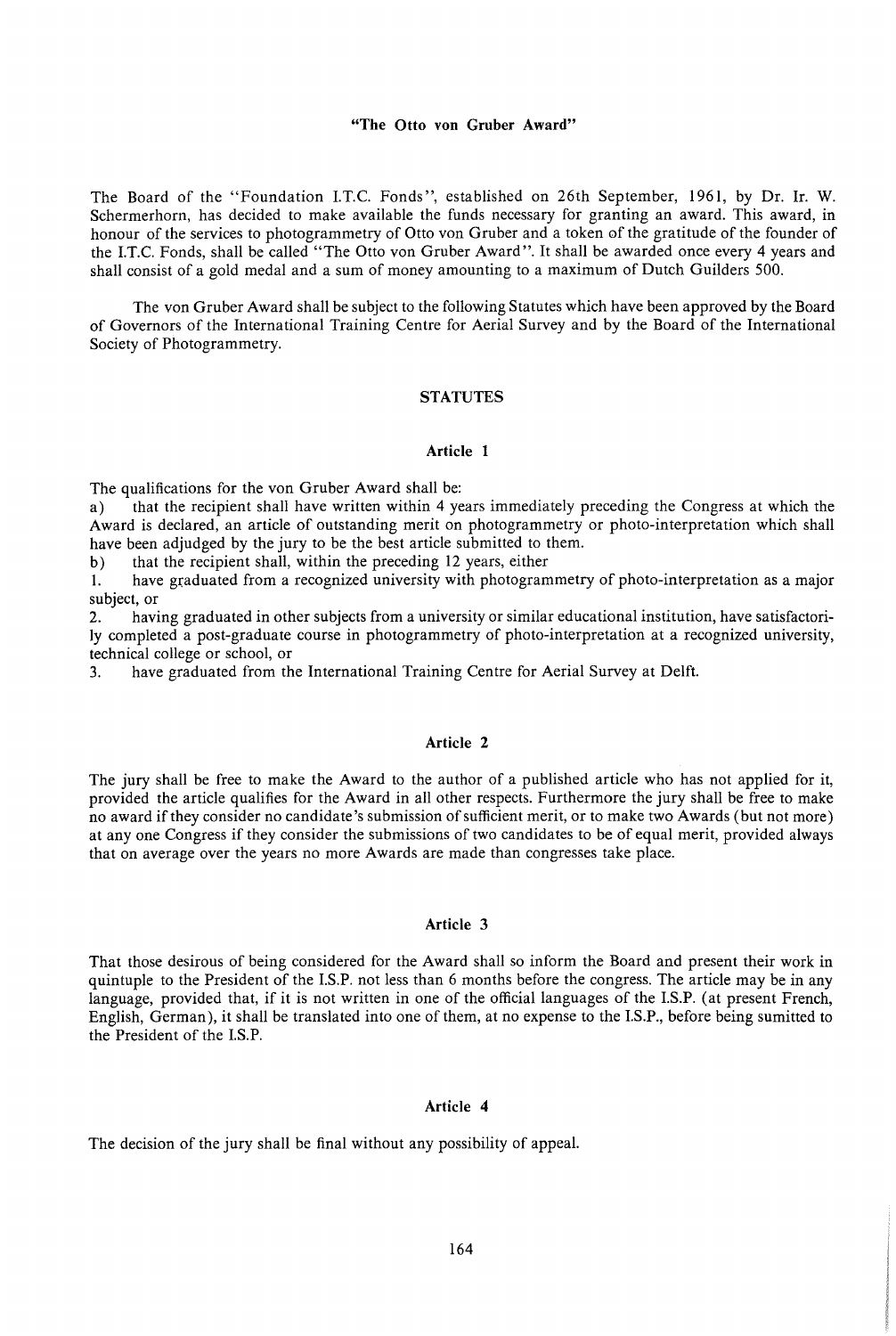# "The Otto von Gruber Award"

The Board of the "Foundation I.T.C. Fonds", established on 26th September, 1961, by Dr. Ir. W. Schermerhorn, has decided to make available the funds necessary for granting an award. This award, in honour of the services to photogrammetry of Otto von Gruber and a token of the gratitude of the founder of the I.T.C. Fonds, shall be called "The Otto von Gruber Award". It shall be awarded once every 4 years and shall consist of a gold medal and a sum of money amounting to a maximum of Dutch Guilders 500.

The von Gruber Award shall be subject to the following Statutes which have been approved by the Board of Governors of the International Training Centre for Aerial Survey and by the Board of the International Society of Photogrammetry.

## STATUTES

### Article 1

The qualifications for the von Gruber Award shall be:

a) that the recipient shall have written within 4 years immediately preceding the Congress at which the Award is declared, an article of outstanding merit on photogrammetry or photo-interpretation which shall have been adjudged by the jury to be the best article submitted to them.

b) that the recipient shall, within the preceding 12 years, either

1. have graduated from a recognized university with photogrammetry of photo-interpretation as a major subject, or
2. having graduated in other subjects from a university or similar educational institution, have satisfactorily completed a post-graduate course in photogrammetry of photo-interpretation at a recognized university, technical college or school, or
3. have graduated from the International Training Centre for Aerial Survey at Delft.

### Article 2

The jury shall be free to make the Award to the author of a published article who has not applied for it, provided the article qualifies for the Award in all other respects. Furthermore the jury shall be free to make no award if they consider no candidate's submission of sufficient merit, or to make two Awards (but not more) at any one Congress if they consider the submissions of two candidates to be of equal merit, provided always that on average over the years no more Awards are made than congresses take place.

### Article 3

That those desirous of being considered for the Award shall so inform the Board and present their work in quintuple to the President of the I.S.P. not less than 6 months before the congress. The article may be in any language, provided that, if it is not written in one of the official languages of the I.S.P. (at present French, English, German), it shall be translated into one of them, at no expense to the I.S.P., before being sumitted to the President of the I.S.P.

### Article 4

The decision of the jury shall be final without any possibility of appeal.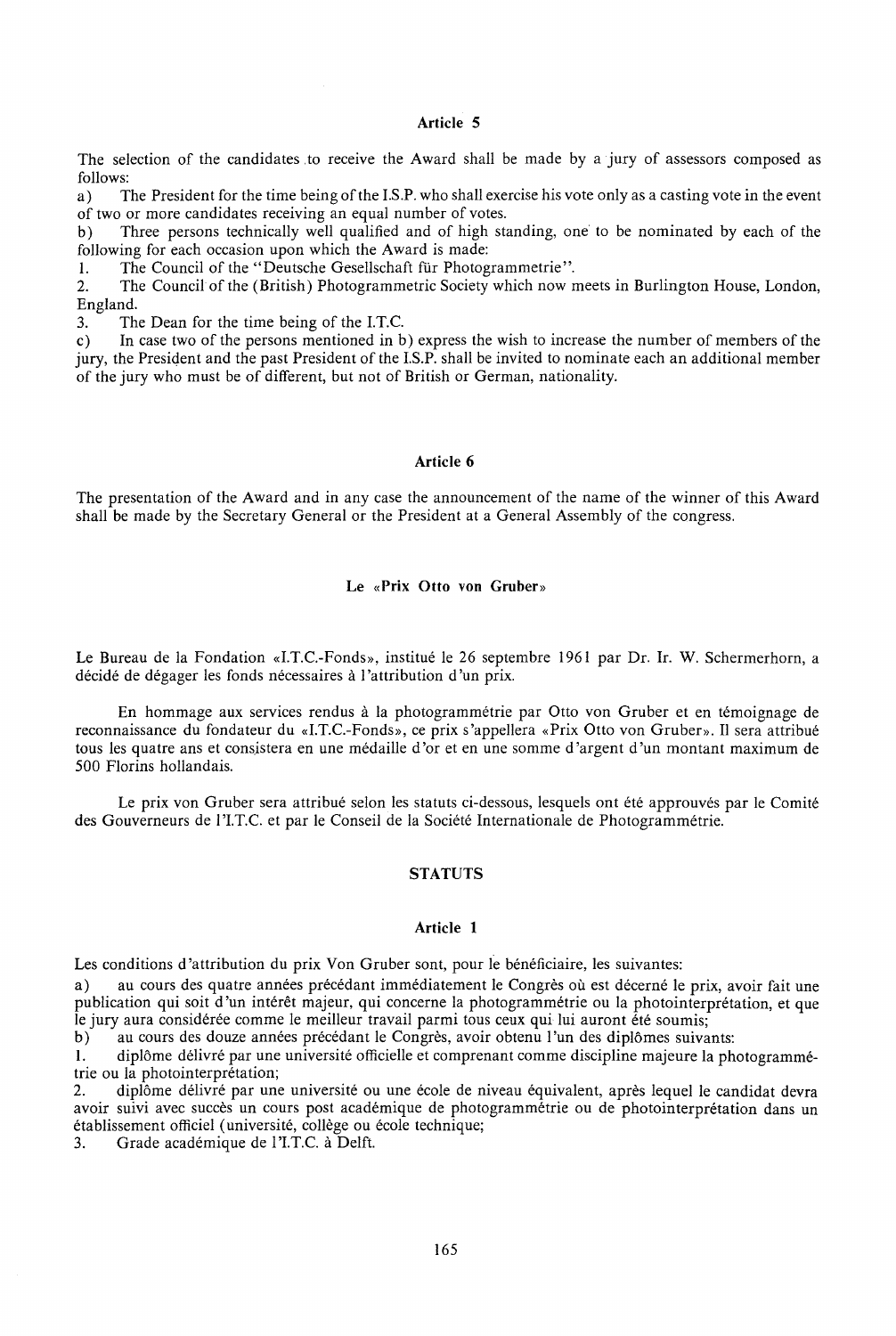### Article 5

The selection of the candidates to receive the Award shall be made by a jury of assessors composed as follows:

a) The President for the time being of the I.S.P. who shall exercise his vote only as a casting vote in the event of two or more candidates receiving an equal number of votes.

b) Three persons technically well qualified and of high standing, one to be nominated by each of the following for each occasion upon which the Award is made:

1. The Council of the "Deutsche Gesellschaft für Photogrammetrie".
2. The Council of the (British) Photogrammetric Society which now meets in Burlington House, London, England.
3. The Dean for the time being of the I.T.C.

c) In case two of the persons mentioned in b) express the wish to increase the number of members of the jury, the President and the past President of the I.S.P. shall be invited to nominate each an additional member of the jury who must be of different, but not of British or German, nationality.

### Article 6

The presentation of the Award and in any case the announcement of the name of the winner of this Award shall be made by the Secretary General or the President at a General Assembly of the congress.

## Le «Prix Otto von Gruber»

Le Bureau de la Fondation «I.T.C.-Fonds», institué le 26 septembre 1961 par Dr. Ir. W. Schermerhorn, a décidé de dégager les fonds nécessaires à l'attribution d'un prix.

En hommage aux services rendus à la photogrammétrie par Otto von Gruber et en témoignage de reconnaissance du fondateur du «I.T.C.-Fonds», ce prix s'appellera «Prix Otto von Gruber». Il sera attribué tous les quatre ans et consistera en une médaille d'or et en une somme d'argent d'un montant maximum de 500 Florins hollandais.

Le prix von Gruber sera attribué selon les statuts ci-dessous, lesquels ont été approuvés par le Comité des Gouverneurs de l'I.T.C. et par le Conseil de la Société Internationale de Photogrammétrie.

## STATUTS

### Article 1

Les conditions d'attribution du prix Von Gruber sont, pour le bénéficiaire, les suivantes:

a) au cours des quatre années précédant immédiatement le Congrès où est décerné le prix, avoir fait une publication qui soit d'un intérêt majeur, qui concerne la photogrammétrie ou la photointerprétation, et que le jury aura considérée comme le meilleur travail parmi tous ceux qui lui auront été soumis;

b) au cours des douze années précédant le Congrès, avoir obtenu l'un des diplômes suivants:

1. diplôme délivré par une université officielle et comprenant comme discipline majeure la photogrammétrie ou la photointerprétation;
2. diplôme délivré par une université ou une école de niveau équivalent, après lequel le candidat devra avoir suivi avec succès un cours post académique de photogrammétrie ou de photointerprétation dans un établissement officiel (université, collège ou école technique;
3. Grade académique de l'I.T.C. à Delft.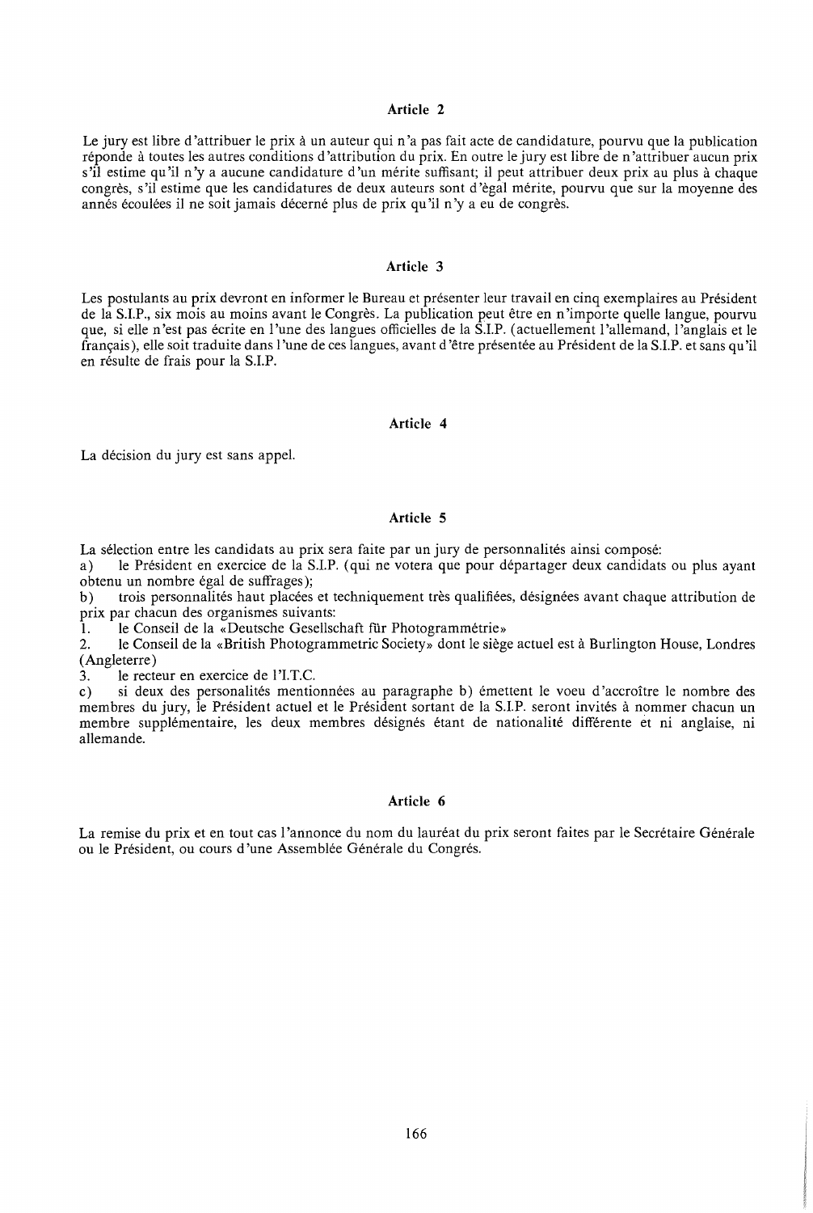### Article 2

Le jury est libre d'attribuer le prix à un auteur qui n'a pas fait acte de candidature, pourvu que la publication réponde à toutes les autres conditions d'attribution du prix. En outre le jury est libre de n'attribuer aucun prix s'il estime qu'il n'y a aucune candidature d'un mérite suffisant; il peut attribuer deux prix au plus à chaque congrès, s'il estime que les candidatures de deux auteurs sont d'ègal mérite, pourvu que sur la moyenne des annés écoulées il ne soit jamais décerné plus de prix qu'il n'y a eu de congrès.

### Article 3

Les postulants au prix devront en informer le Bureau et présenter leur travail en cinq exemplaires au Président de la S.I.P., six mois au moins avant le Congrès. La publication peut être en n'importe quelle langue, pourvu que, si elle n'est pas écrite en l'une des langues officielles de la S.I.P. (actuellement l'allemand, l'anglais et le français), elle soit traduite dans l'une de ces langues, avant d'être présentée au Président de la S.I.P. et sans qu'il en résulte de frais pour la S.I.P.

### Article 4

La décision du jury est sans appel.

### Article 5

La sélection entre les candidats au prix sera faite par un jury de personnalités ainsi composé:

a) le Président en exercice de la S.I.P. (qui ne votera que pour départager deux candidats ou plus ayant obtenu un nombre égal de suffrages);

b) trois personnalités haut placées et techniquement très qualifiées, désignées avant chaque attribution de prix par chacun des organismes suivants:

1. le Conseil de la «Deutsche Gesellschaft für Photogrammétrie»
2. le Conseil de la «British Photogrammetric Society» dont le siège actuel est à Burlington House, Londres (Angleterre)
3. le recteur en exercice de l'I.T.C.

c) si deux des personalités mentionnées au paragraphe b) émettent le voeu d'accroître le nombre des membres du jury, le Président actuel et le Président sortant de la S.I.P. seront invités à nommer chacun un membre supplémentaire, les deux membres désignés étant de nationalité différente et ni anglaise, ni allemande.

### Article 6

La remise du prix et en tout cas l'annonce du nom du lauréat du prix seront faites par le Secrétaire Générale ou le Président, ou cours d'une Assemblée Générale du Congrés.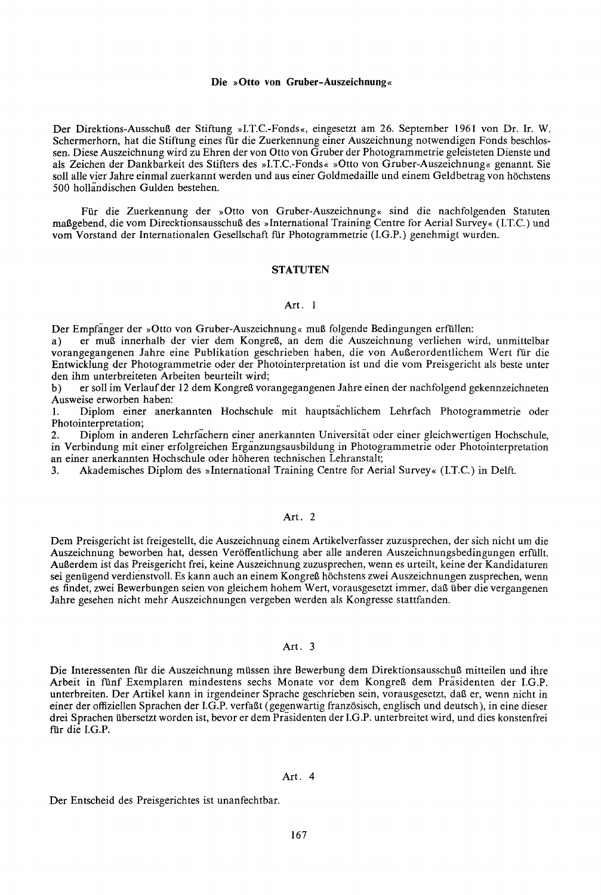## Die »Otto von Gruber-Auszeichnung«

Der Direktions-Ausschuß der Stiftung »I.T.C.-Fonds«, eingesetzt am 26. September 1961 von Dr. Ir. W. Schermerhorn, hat die Stiftung eines für die Zuerkennung einer Auszeichnung notwendigen Fonds beschlossen. Diese Auszeichnung wird zu Ehren der von Otto von Gruber der Photogrammetrie geleisteten Dienste und als Zeichen der Dankbarkeit des Stifters des »I.T.C.-Fonds« »Otto von Gruber-Auszeichnung« genannt. Sie soll alle vier Jahre einmal zuerkannt werden und aus einer Goldmedaille und einem Geldbetrag von höchstens 500 holländischen Gulden bestehen.

Für die Zuerkennung der »Otto von Gruber-Auszeichnung« sind die nachfolgenden Statuten maßgebend, die vom Direcktionsausschuß des »International Training Centre for Aerial Survey« (I.T.C.) und vom Vorstand der Internationalen Gesellschaft für Photogrammetrie (I.G.P.) genehmigt wurden.

### STATUTEN

#### Art. 1

Der Empfänger der »Otto von Gruber-Auszeichnung« muß folgende Bedingungen erfüllen:

a) er muß innerhalb der vier dem Kongreß, an dem die Auszeichnung verliehen wird, unmittelbar vorangegangenen Jahre eine Publikation geschrieben haben, die von Außerordentlichem Wert für die Entwicklung der Photogrammetrie oder der Photointerpretation ist und die vom Preisgericht als beste unter den ihm unterbreiteten Arbeiten beurteilt wird;

b) er soll im Verlauf der 12 dem Kongreß vorangegangenen Jahre einen der nachfolgend gekennzeichneten Ausweise erworben haben:

1. Diplom einer anerkannten Hochschule mit hauptsächlichem Lehrfach Photogrammetrie oder Photointerpretation;
2. Diplom in anderen Lehrfächern einer anerkannten Universität oder einer gleichwertigen Hochschule, in Verbindung mit einer erfolgreichen Ergänzungsausbildung in Photogrammetrie oder Photointerpretation an einer anerkannten Hochschule oder höheren technischen Lehranstalt;
3. Akademisches Diplom des »International Training Centre for Aerial Survey« (I.T.C.) in Delft.

#### Art. 2

Dem Preisgericht ist freigestellt, die Auszeichnung einem Artikelverfasser zuzusprechen, der sich nicht um die Auszeichnung beworben hat, dessen Veröffentlichung aber alle anderen Auszeichnungsbedingungen erfüllt. Außerdem ist das Preisgericht frei, keine Auszeichnung zuzusprechen, wenn es urteilt, keine der Kandidaturen sei genügend verdienstvoll. Es kann auch an einem Kongreß höchstens zwei Auszeichnungen zusprechen, wenn es findet, zwei Bewerbungen seien von gleichem hohem Wert, vorausgesetzt immer, daß über die vergangenen Jahre gesehen nicht mehr Auszeichnungen vergeben werden als Kongresse stattfanden.

#### Art. 3

Die Interessenten für die Auszeichnung müssen ihre Bewerbung dem Direktionsausschuß mitteilen und ihre Arbeit in fünf Exemplaren mindestens sechs Monate vor dem Kongreß dem Präsidenten der I.G.P. unterbreiten. Der Artikel kann in irgendeiner Sprache geschrieben sein, vorausgesetzt, daß er, wenn nicht in einer der offiziellen Sprachen der I.G.P. verfaßt (gegenwärtig französisch, englisch und deutsch), in eine dieser drei Sprachen übersetzt worden ist, bevor er dem Präsidenten der I.G.P. unterbreitet wird, und dies konstenfrei für die I.G.P.

#### Art. 4

Der Entscheid des Preisgerichtes ist unanfechtbar.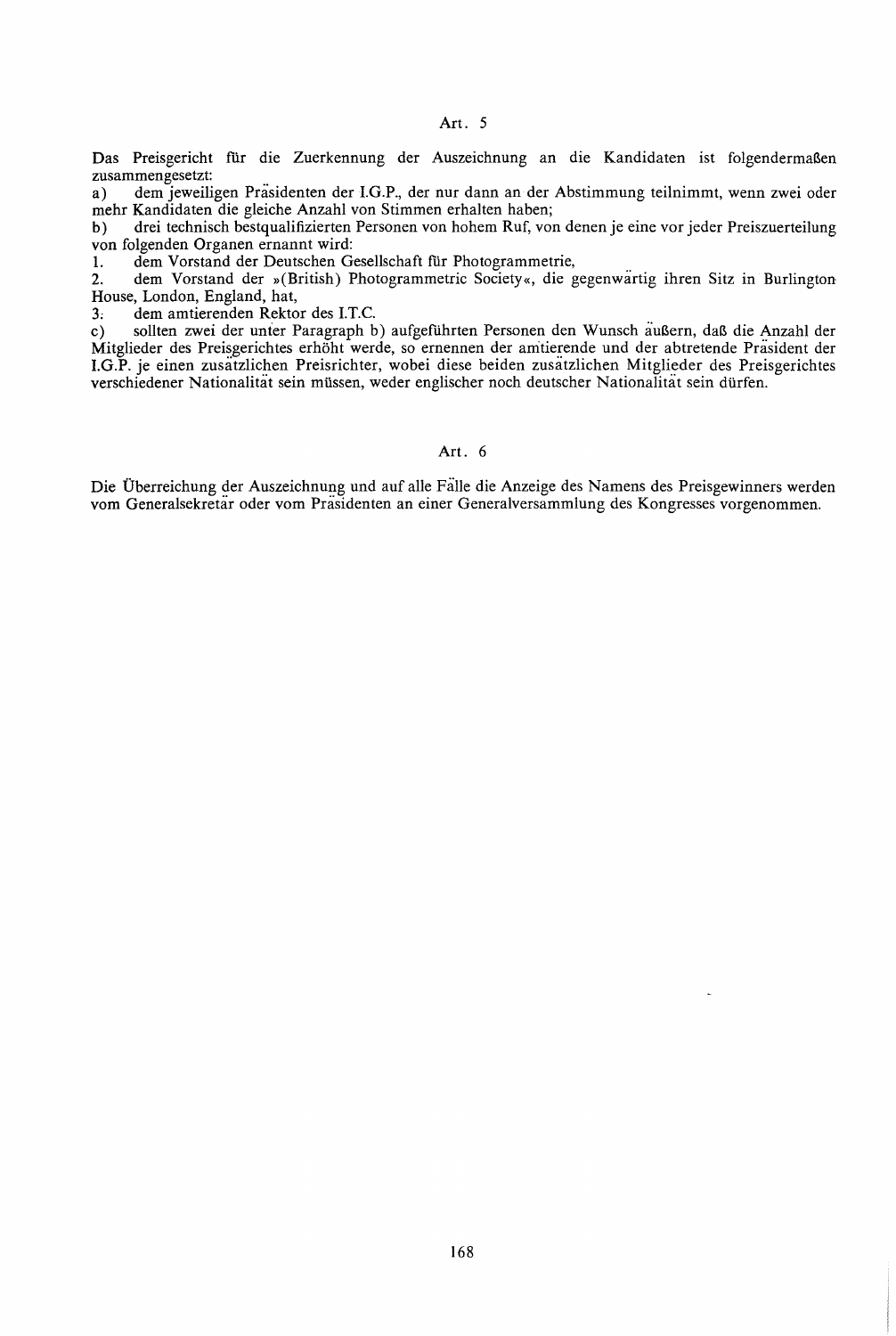## Art. 5

Das Preisgericht für die Zuerkennung der Auszeichnung an die Kandidaten ist folgendermaßen zusammengesetzt:

a) dem jeweiligen Präsidenten der I.G.P., der nur dann an der Abstimmung teilnimmt, wenn zwei oder mehr Kandidaten die gleiche Anzahl von Stimmen erhalten haben;

b) drei technisch bestqualifizierten Personen von hohem Ruf, von denen je eine vor jeder Preiszuerteilung von folgenden Organen ernannt wird:

1. dem Vorstand der Deutschen Gesellschaft für Photogrammetrie,
2. dem Vorstand der »(British) Photogrammetric Society«, die gegenwärtig ihren Sitz in Burlington House, London, England, hat,
3. dem amtierenden Rektor des I.T.C.

c) sollten zwei der unter Paragraph b) aufgeführten Personen den Wunsch äußern, daß die Anzahl der Mitglieder des Preisgerichtes erhöht werde, so ernennen der amtierende und der abtretende Präsident der I.G.P. je einen zusätzlichen Preisrichter, wobei diese beiden zusätzlichen Mitglieder des Preisgerichtes verschiedener Nationalität sein müssen, weder englischer noch deutscher Nationalität sein dürfen.

## Art. 6

Die Überreichung der Auszeichnung und auf alle Fälle die Anzeige des Namens des Preisgewinners werden vom Generalsekretär oder vom Präsidenten an einer Generalversammlung des Kongresses vorgenommen.